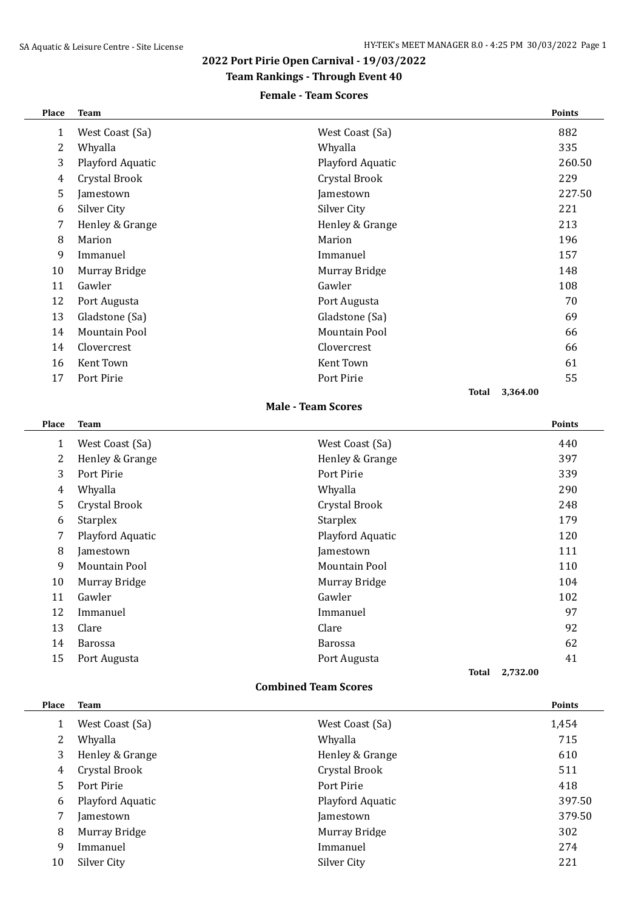## 2022 Port Pirie Open Carnival - 19/03/2022

### Team Rankings - Through Event 40

#### Female - Team Scores

| Place | Team | | Points |
|---|---|---|---|
| 1 | West Coast (Sa) | West Coast (Sa) | 882 |
| 2 | Whyalla | Whyalla | 335 |
| 3 | Playford Aquatic | Playford Aquatic | 260.50 |
| 4 | Crystal Brook | Crystal Brook | 229 |
| 5 | Jamestown | Jamestown | 227.50 |
| 6 | Silver City | Silver City | 221 |
| 7 | Henley & Grange | Henley & Grange | 213 |
| 8 | Marion | Marion | 196 |
| 9 | Immanuel | Immanuel | 157 |
| 10 | Murray Bridge | Murray Bridge | 148 |
| 11 | Gawler | Gawler | 108 |
| 12 | Port Augusta | Port Augusta | 70 |
| 13 | Gladstone (Sa) | Gladstone (Sa) | 69 |
| 14 | Mountain Pool | Mountain Pool | 66 |
| 14 | Clovercrest | Clovercrest | 66 |
| 16 | Kent Town | Kent Town | 61 |
| 17 | Port Pirie | Port Pirie | 55 |
| | | **Total** | **3,364.00** |

#### Male - Team Scores

| Place | Team | | Points |
|---|---|---|---|
| 1 | West Coast (Sa) | West Coast (Sa) | 440 |
| 2 | Henley & Grange | Henley & Grange | 397 |
| 3 | Port Pirie | Port Pirie | 339 |
| 4 | Whyalla | Whyalla | 290 |
| 5 | Crystal Brook | Crystal Brook | 248 |
| 6 | Starplex | Starplex | 179 |
| 7 | Playford Aquatic | Playford Aquatic | 120 |
| 8 | Jamestown | Jamestown | 111 |
| 9 | Mountain Pool | Mountain Pool | 110 |
| 10 | Murray Bridge | Murray Bridge | 104 |
| 11 | Gawler | Gawler | 102 |
| 12 | Immanuel | Immanuel | 97 |
| 13 | Clare | Clare | 92 |
| 14 | Barossa | Barossa | 62 |
| 15 | Port Augusta | Port Augusta | 41 |
| | | **Total** | **2,732.00** |

#### Combined Team Scores

| Place | Team | | Points |
|---|---|---|---|
| 1 | West Coast (Sa) | West Coast (Sa) | 1,454 |
| 2 | Whyalla | Whyalla | 715 |
| 3 | Henley & Grange | Henley & Grange | 610 |
| 4 | Crystal Brook | Crystal Brook | 511 |
| 5 | Port Pirie | Port Pirie | 418 |
| 6 | Playford Aquatic | Playford Aquatic | 397.50 |
| 7 | Jamestown | Jamestown | 379.50 |
| 8 | Murray Bridge | Murray Bridge | 302 |
| 9 | Immanuel | Immanuel | 274 |
| 10 | Silver City | Silver City | 221 |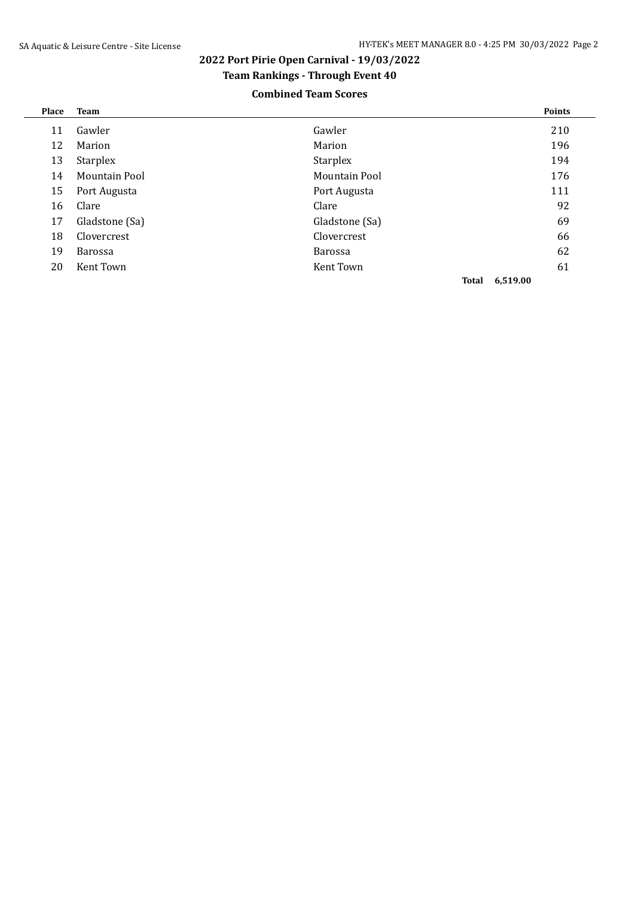## 2022 Port Pirie Open Carnival - 19/03/2022

### Team Rankings - Through Event 40

### Combined Team Scores

| Place | Team | | Points |
|---|---|---|---|
| 11 | Gawler | Gawler | 210 |
| 12 | Marion | Marion | 196 |
| 13 | Starplex | Starplex | 194 |
| 14 | Mountain Pool | Mountain Pool | 176 |
| 15 | Port Augusta | Port Augusta | 111 |
| 16 | Clare | Clare | 92 |
| 17 | Gladstone (Sa) | Gladstone (Sa) | 69 |
| 18 | Clovercrest | Clovercrest | 66 |
| 19 | Barossa | Barossa | 62 |
| 20 | Kent Town | Kent Town | 61 |
| | | **Total** | **6,519.00** |